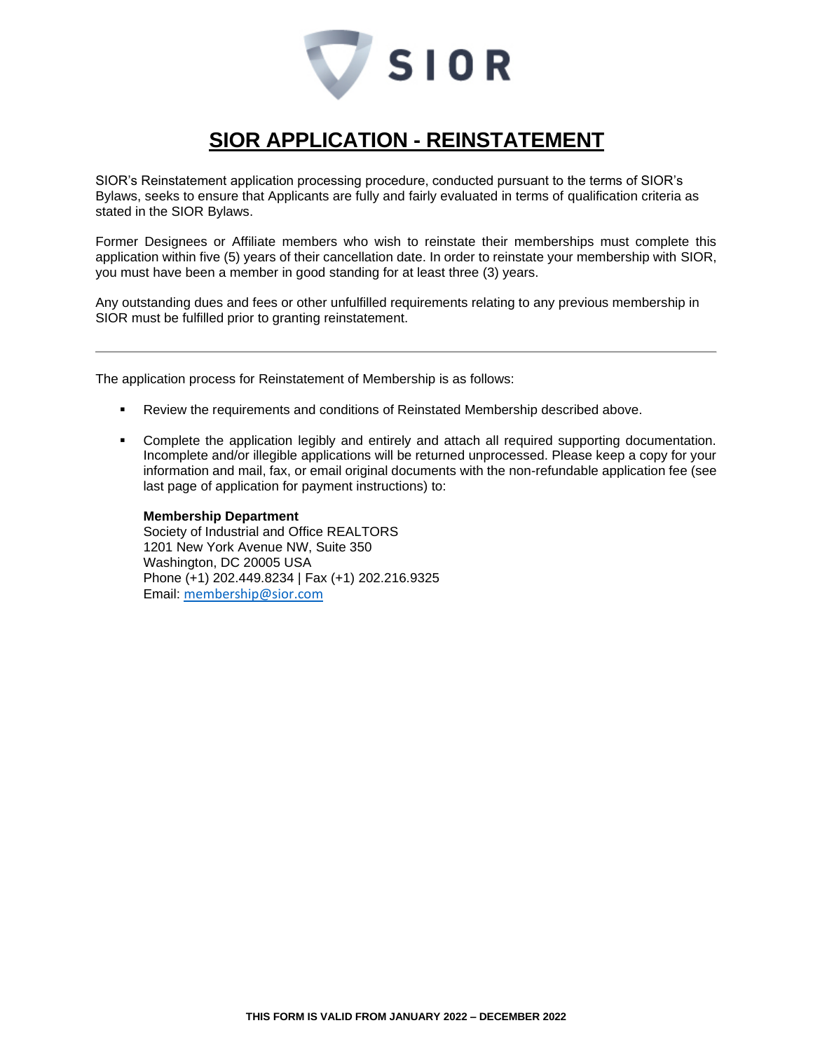SIOR

# SIOR APPLICATION - REINSTATEMENT

SIOR's Reinstatement application processing procedure, conducted pursuant to the terms of SIOR's Bylaws, seeks to ensure that Applicants are fully and fairly evaluated in terms of qualification criteria as stated in the SIOR Bylaws.

Former Designees or Affiliate members who wish to reinstate their memberships must complete this application within five (5) years of their cancellation date. In order to reinstate your membership with SIOR, you must have been a member in good standing for at least three (3) years.

Any outstanding dues and fees or other unfulfilled requirements relating to any previous membership in SIOR must be fulfilled prior to granting reinstatement.

---

The application process for Reinstatement of Membership is as follows:

- Review the requirements and conditions of Reinstated Membership described above.
- Complete the application legibly and entirely and attach all required supporting documentation. Incomplete and/or illegible applications will be returned unprocessed. Please keep a copy for your information and mail, fax, or email original documents with the non-refundable application fee (see last page of application for payment instructions) to:

  **Membership Department**
  Society of Industrial and Office REALTORS
  1201 New York Avenue NW, Suite 350
  Washington, DC 20005 USA
  Phone (+1) 202.449.8234 | Fax (+1) 202.216.9325
  Email: membership@sior.com

**THIS FORM IS VALID FROM JANUARY 2022 – DECEMBER 2022**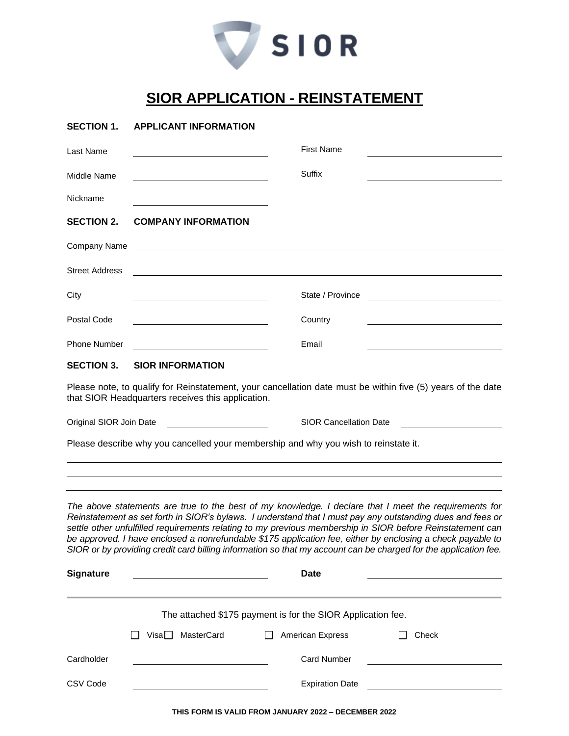SIOR

# SIOR APPLICATION - REINSTATEMENT

**SECTION 1. APPLICANT INFORMATION**

Last Name ______________________ First Name ______________________

Middle Name ______________________ Suffix ______________________

Nickname ______________________

**SECTION 2. COMPANY INFORMATION**

Company Name ____________________________________________

Street Address ____________________________________________

City ______________________ State / Province ______________________

Postal Code ______________________ Country ______________________

Phone Number ______________________ Email ______________________

**SECTION 3. SIOR INFORMATION**

Please note, to qualify for Reinstatement, your cancellation date must be within five (5) years of the date that SIOR Headquarters receives this application.

Original SIOR Join Date ______________________ SIOR Cancellation Date ______________________

Please describe why you cancelled your membership and why you wish to reinstate it.

____________________________________________

____________________________________________

____________________________________________

*The above statements are true to the best of my knowledge. I declare that I meet the requirements for Reinstatement as set forth in SIOR's bylaws. I understand that I must pay any outstanding dues and fees or settle other unfulfilled requirements relating to my previous membership in SIOR before Reinstatement can be approved. I have enclosed a nonrefundable $175 application fee, either by enclosing a check payable to SIOR or by providing credit card billing information so that my account can be charged for the application fee.*

**Signature** ______________________ **Date** ______________________

---

The attached $175 payment is for the SIOR Application fee.

☐ Visa ☐ MasterCard ☐ American Express ☐ Check

Cardholder ______________________ Card Number ______________________

CSV Code ______________________ Expiration Date ______________________

**THIS FORM IS VALID FROM JANUARY 2022 – DECEMBER 2022**